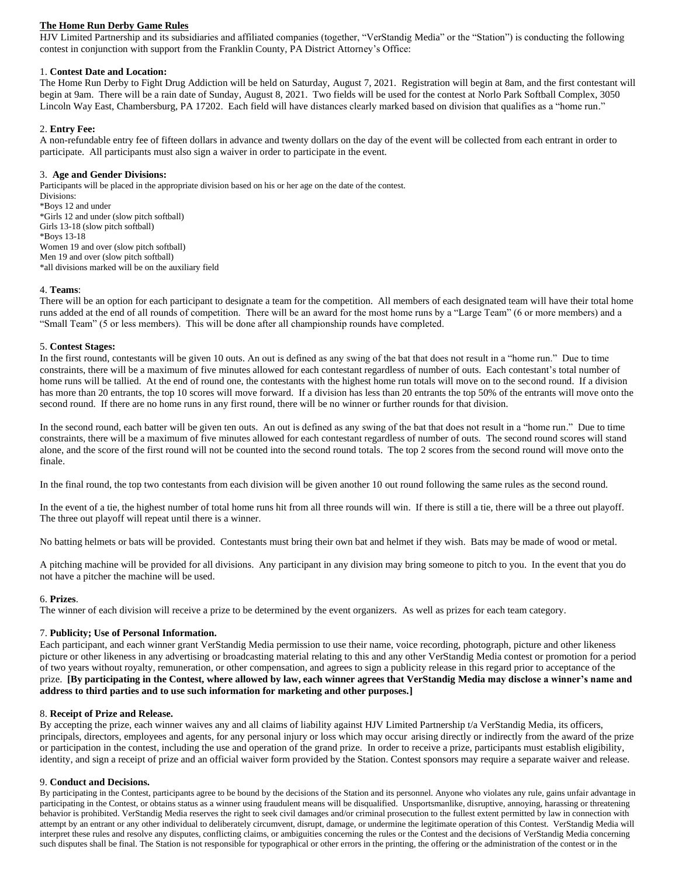**The Home Run Derby Game Rules**

HJV Limited Partnership and its subsidiaries and affiliated companies (together, "VerStandig Media" or the "Station") is conducting the following contest in conjunction with support from the Franklin County, PA District Attorney's Office:

1. **Contest Date and Location:**

The Home Run Derby to Fight Drug Addiction will be held on Saturday, August 7, 2021. Registration will begin at 8am, and the first contestant will begin at 9am. There will be a rain date of Sunday, August 8, 2021. Two fields will be used for the contest at Norlo Park Softball Complex, 3050 Lincoln Way East, Chambersburg, PA 17202. Each field will have distances clearly marked based on division that qualifies as a "home run."

2. **Entry Fee:**

A non-refundable entry fee of fifteen dollars in advance and twenty dollars on the day of the event will be collected from each entrant in order to participate. All participants must also sign a waiver in order to participate in the event.

3. **Age and Gender Divisions:**

Participants will be placed in the appropriate division based on his or her age on the date of the contest.

Divisions:

*Boys 12 and under
*Girls 12 and under (slow pitch softball)
Girls 13-18 (slow pitch softball)
*Boys 13-18
Women 19 and over (slow pitch softball)
Men 19 and over (slow pitch softball)
*all divisions marked will be on the auxiliary field

4. **Teams**:

There will be an option for each participant to designate a team for the competition. All members of each designated team will have their total home runs added at the end of all rounds of competition. There will be an award for the most home runs by a "Large Team" (6 or more members) and a "Small Team" (5 or less members). This will be done after all championship rounds have completed.

5. **Contest Stages:**

In the first round, contestants will be given 10 outs. An out is defined as any swing of the bat that does not result in a "home run." Due to time constraints, there will be a maximum of five minutes allowed for each contestant regardless of number of outs. Each contestant's total number of home runs will be tallied. At the end of round one, the contestants with the highest home run totals will move on to the second round. If a division has more than 20 entrants, the top 10 scores will move forward. If a division has less than 20 entrants the top 50% of the entrants will move onto the second round. If there are no home runs in any first round, there will be no winner or further rounds for that division.

In the second round, each batter will be given ten outs. An out is defined as any swing of the bat that does not result in a "home run." Due to time constraints, there will be a maximum of five minutes allowed for each contestant regardless of number of outs. The second round scores will stand alone, and the score of the first round will not be counted into the second round totals. The top 2 scores from the second round will move onto the finale.

In the final round, the top two contestants from each division will be given another 10 out round following the same rules as the second round.

In the event of a tie, the highest number of total home runs hit from all three rounds will win. If there is still a tie, there will be a three out playoff. The three out playoff will repeat until there is a winner.

No batting helmets or bats will be provided. Contestants must bring their own bat and helmet if they wish. Bats may be made of wood or metal.

A pitching machine will be provided for all divisions. Any participant in any division may bring someone to pitch to you. In the event that you do not have a pitcher the machine will be used.

6. **Prizes**.

The winner of each division will receive a prize to be determined by the event organizers. As well as prizes for each team category.

7. **Publicity; Use of Personal Information.**

Each participant, and each winner grant VerStandig Media permission to use their name, voice recording, photograph, picture and other likeness picture or other likeness in any advertising or broadcasting material relating to this and any other VerStandig Media contest or promotion for a period of two years without royalty, remuneration, or other compensation, and agrees to sign a publicity release in this regard prior to acceptance of the prize. **[By participating in the Contest, where allowed by law, each winner agrees that VerStandig Media may disclose a winner's name and address to third parties and to use such information for marketing and other purposes.]**

8. **Receipt of Prize and Release.**

By accepting the prize, each winner waives any and all claims of liability against HJV Limited Partnership t/a VerStandig Media, its officers, principals, directors, employees and agents, for any personal injury or loss which may occur arising directly or indirectly from the award of the prize or participation in the contest, including the use and operation of the grand prize. In order to receive a prize, participants must establish eligibility, identity, and sign a receipt of prize and an official waiver form provided by the Station. Contest sponsors may require a separate waiver and release.

9. **Conduct and Decisions.**

By participating in the Contest, participants agree to be bound by the decisions of the Station and its personnel. Anyone who violates any rule, gains unfair advantage in participating in the Contest, or obtains status as a winner using fraudulent means will be disqualified. Unsportsmanlike, disruptive, annoying, harassing or threatening behavior is prohibited. VerStandig Media reserves the right to seek civil damages and/or criminal prosecution to the fullest extent permitted by law in connection with attempt by an entrant or any other individual to deliberately circumvent, disrupt, damage, or undermine the legitimate operation of this Contest. VerStandig Media will interpret these rules and resolve any disputes, conflicting claims, or ambiguities concerning the rules or the Contest and the decisions of VerStandig Media concerning such disputes shall be final. The Station is not responsible for typographical or other errors in the printing, the offering or the administration of the contest or in the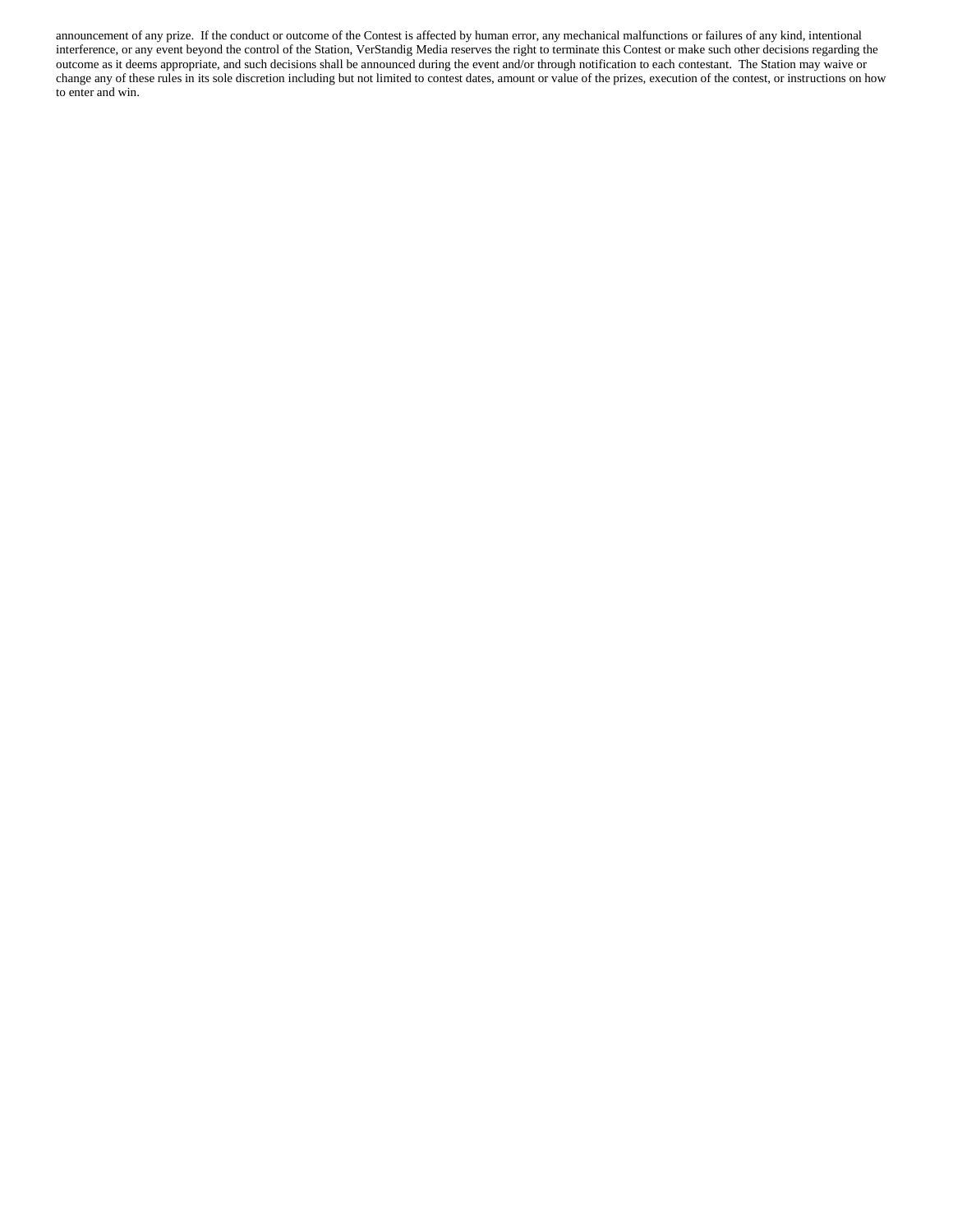announcement of any prize. If the conduct or outcome of the Contest is affected by human error, any mechanical malfunctions or failures of any kind, intentional interference, or any event beyond the control of the Station, VerStandig Media reserves the right to terminate this Contest or make such other decisions regarding the outcome as it deems appropriate, and such decisions shall be announced during the event and/or through notification to each contestant. The Station may waive or change any of these rules in its sole discretion including but not limited to contest dates, amount or value of the prizes, execution of the contest, or instructions on how to enter and win.